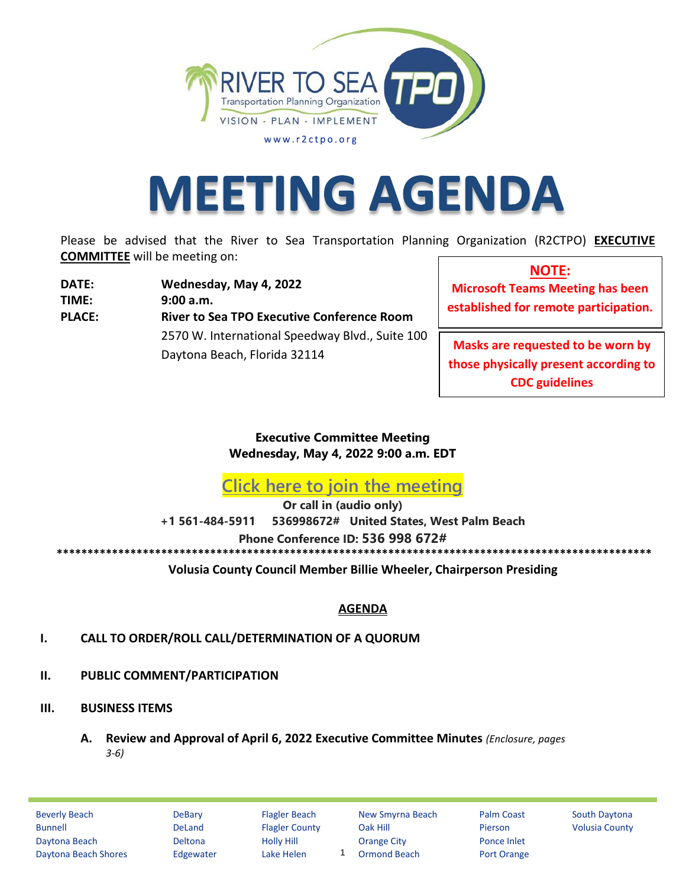RIVER TO SEA TPO
Transportation Planning Organization
VISION - PLAN - IMPLEMENT
www.r2ctpo.org

# MEETING AGENDA

Please be advised that the River to Sea Transportation Planning Organization (R2CTPO) **EXECUTIVE COMMITTEE** will be meeting on:

**DATE:** **Wednesday, May 4, 2022**
**TIME:** **9:00 a.m.**
**PLACE:** **River to Sea TPO Executive Conference Room**
2570 W. International Speedway Blvd., Suite 100
Daytona Beach, Florida 32114

**NOTE:**
**Microsoft Teams Meeting has been established for remote participation.**

**Masks are requested to be worn by those physically present according to CDC guidelines**

**Executive Committee Meeting**
**Wednesday, May 4, 2022 9:00 a.m. EDT**

**Click here to join the meeting**
**Or call in (audio only)**
**+1 561-484-5911 536998672# United States, West Palm Beach**
**Phone Conference ID: 536 998 672#**

****************************************************************************************************

**Volusia County Council Member Billie Wheeler, Chairperson Presiding**

## AGENDA

**I. CALL TO ORDER/ROLL CALL/DETERMINATION OF A QUORUM**

**II. PUBLIC COMMENT/PARTICIPATION**

**III. BUSINESS ITEMS**

**A. Review and Approval of April 6, 2022 Executive Committee Minutes** *(Enclosure, pages 3-6)*

Beverly Beach, Bunnell, Daytona Beach, Daytona Beach Shores, DeBary, DeLand, Deltona, Edgewater, Flagler Beach, Flagler County, Holly Hill, Lake Helen, New Smyrna Beach, Oak Hill, Orange City, Ormond Beach, Palm Coast, Pierson, Ponce Inlet, Port Orange, South Daytona, Volusia County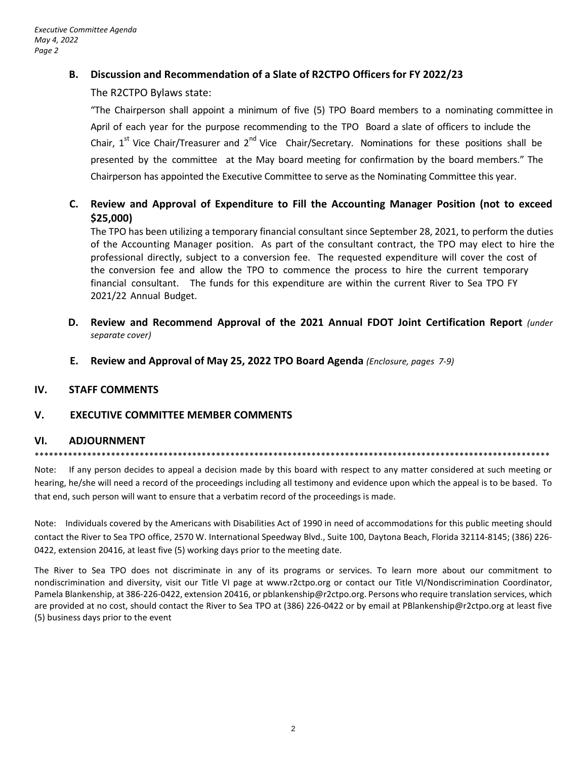### B. Discussion and Recommendation of a Slate of R2CTPO Officers for FY 2022/23

The R2CTPO Bylaws state:

"The Chairperson shall appoint a minimum of five (5) TPO Board members to a nominating committee in April of each year for the purpose recommending to the TPO Board a slate of officers to include the Chair, 1st Vice Chair/Treasurer and 2nd Vice Chair/Secretary. Nominations for these positions shall be presented by the committee at the May board meeting for confirmation by the board members." The Chairperson has appointed the Executive Committee to serve as the Nominating Committee this year.

### C. Review and Approval of Expenditure to Fill the Accounting Manager Position (not to exceed $25,000)

The TPO has been utilizing a temporary financial consultant since September 28, 2021, to perform the duties of the Accounting Manager position. As part of the consultant contract, the TPO may elect to hire the professional directly, subject to a conversion fee. The requested expenditure will cover the cost of the conversion fee and allow the TPO to commence the process to hire the current temporary financial consultant. The funds for this expenditure are within the current River to Sea TPO FY 2021/22 Annual Budget.

### D. Review and Recommend Approval of the 2021 Annual FDOT Joint Certification Report *(under separate cover)*

### E. Review and Approval of May 25, 2022 TPO Board Agenda *(Enclosure, pages 7-9)*

## IV. STAFF COMMENTS

## V. EXECUTIVE COMMITTEE MEMBER COMMENTS

## VI. ADJOURNMENT

---

Note: If any person decides to appeal a decision made by this board with respect to any matter considered at such meeting or hearing, he/she will need a record of the proceedings including all testimony and evidence upon which the appeal is to be based. To that end, such person will want to ensure that a verbatim record of the proceedings is made.

Note: Individuals covered by the Americans with Disabilities Act of 1990 in need of accommodations for this public meeting should contact the River to Sea TPO office, 2570 W. International Speedway Blvd., Suite 100, Daytona Beach, Florida 32114-8145; (386) 226-0422, extension 20416, at least five (5) working days prior to the meeting date.

The River to Sea TPO does not discriminate in any of its programs or services. To learn more about our commitment to nondiscrimination and diversity, visit our Title VI page at www.r2ctpo.org or contact our Title VI/Nondiscrimination Coordinator, Pamela Blankenship, at 386-226-0422, extension 20416, or pblankenship@r2ctpo.org. Persons who require translation services, which are provided at no cost, should contact the River to Sea TPO at (386) 226-0422 or by email at PBlankenship@r2ctpo.org at least five (5) business days prior to the event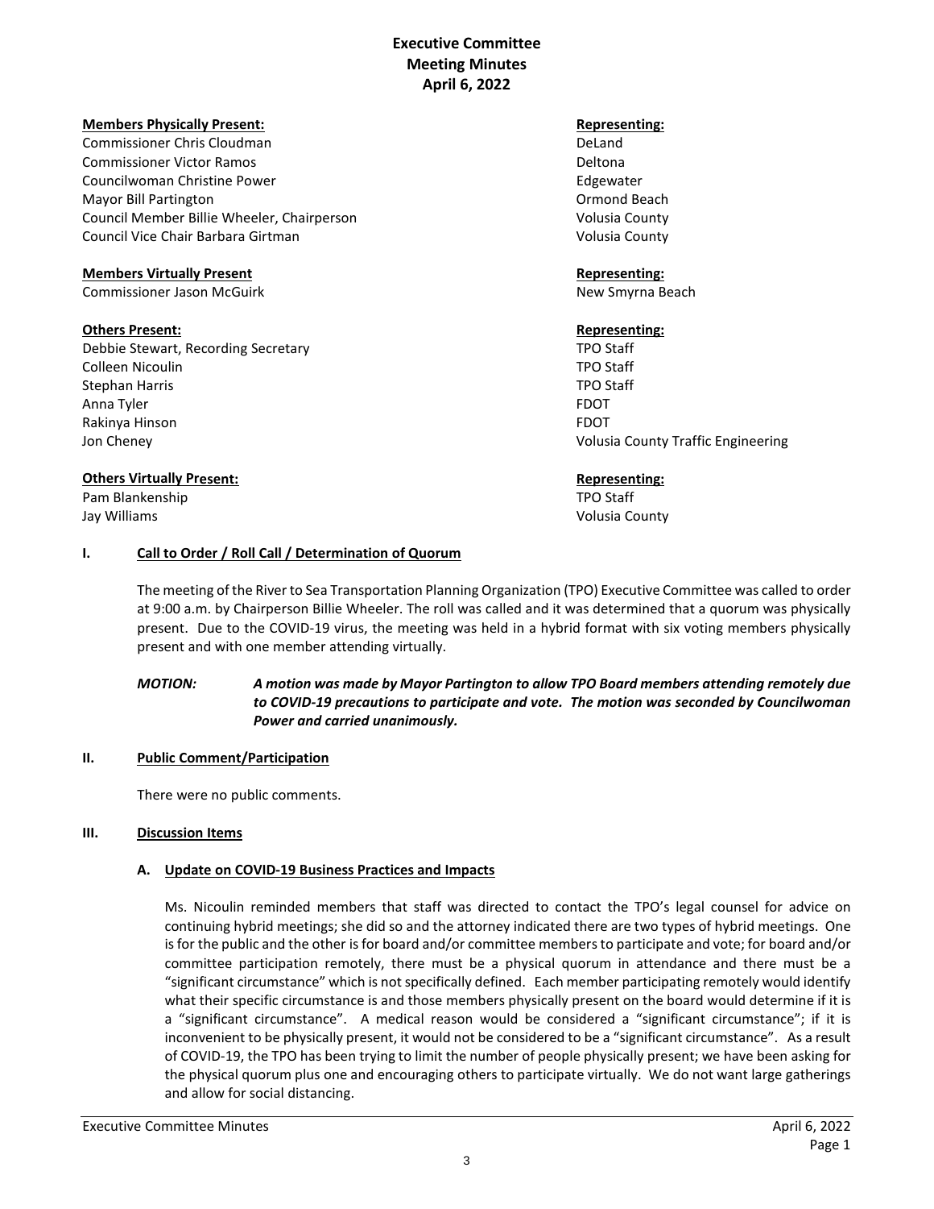# Executive Committee
# Meeting Minutes
# April 6, 2022

| **Members Physically Present:** | **Representing:** |
|---|---|
| Commissioner Chris Cloudman | DeLand |
| Commissioner Victor Ramos | Deltona |
| Councilwoman Christine Power | Edgewater |
| Mayor Bill Partington | Ormond Beach |
| Council Member Billie Wheeler, Chairperson | Volusia County |
| Council Vice Chair Barbara Girtman | Volusia County |

| **Members Virtually Present** | **Representing:** |
|---|---|
| Commissioner Jason McGuirk | New Smyrna Beach |

| **Others Present:** | **Representing:** |
|---|---|
| Debbie Stewart, Recording Secretary | TPO Staff |
| Colleen Nicoulin | TPO Staff |
| Stephan Harris | TPO Staff |
| Anna Tyler | FDOT |
| Rakinya Hinson | FDOT |
| Jon Cheney | Volusia County Traffic Engineering |

| **Others Virtually Present:** | **Representing:** |
|---|---|
| Pam Blankenship | TPO Staff |
| Jay Williams | Volusia County |

## I. Call to Order / Roll Call / Determination of Quorum

The meeting of the River to Sea Transportation Planning Organization (TPO) Executive Committee was called to order at 9:00 a.m. by Chairperson Billie Wheeler. The roll was called and it was determined that a quorum was physically present. Due to the COVID-19 virus, the meeting was held in a hybrid format with six voting members physically present and with one member attending virtually.

***MOTION:*** ***A motion was made by Mayor Partington to allow TPO Board members attending remotely due to COVID-19 precautions to participate and vote. The motion was seconded by Councilwoman Power and carried unanimously.***

## II. Public Comment/Participation

There were no public comments.

## III. Discussion Items

### A. Update on COVID-19 Business Practices and Impacts

Ms. Nicoulin reminded members that staff was directed to contact the TPO's legal counsel for advice on continuing hybrid meetings; she did so and the attorney indicated there are two types of hybrid meetings. One is for the public and the other is for board and/or committee members to participate and vote; for board and/or committee participation remotely, there must be a physical quorum in attendance and there must be a "significant circumstance" which is not specifically defined. Each member participating remotely would identify what their specific circumstance is and those members physically present on the board would determine if it is a "significant circumstance". A medical reason would be considered a "significant circumstance"; if it is inconvenient to be physically present, it would not be considered to be a "significant circumstance". As a result of COVID-19, the TPO has been trying to limit the number of people physically present; we have been asking for the physical quorum plus one and encouraging others to participate virtually. We do not want large gatherings and allow for social distancing.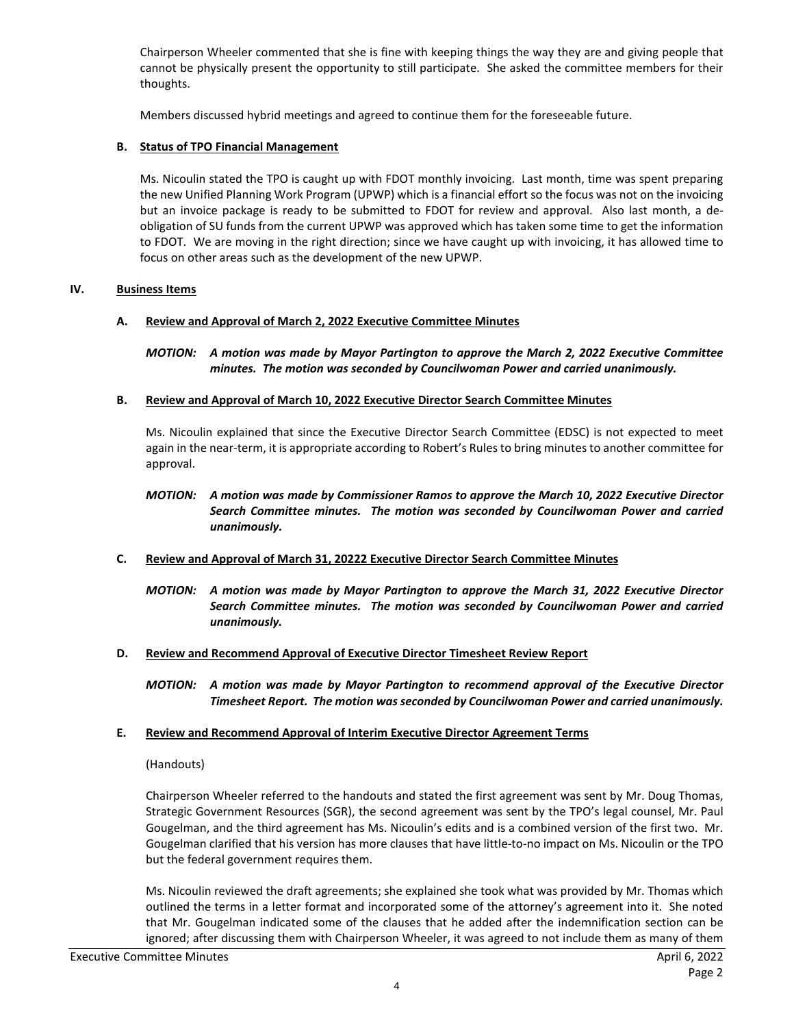Chairperson Wheeler commented that she is fine with keeping things the way they are and giving people that cannot be physically present the opportunity to still participate. She asked the committee members for their thoughts.

Members discussed hybrid meetings and agreed to continue them for the foreseeable future.

**B. Status of TPO Financial Management**

Ms. Nicoulin stated the TPO is caught up with FDOT monthly invoicing. Last month, time was spent preparing the new Unified Planning Work Program (UPWP) which is a financial effort so the focus was not on the invoicing but an invoice package is ready to be submitted to FDOT for review and approval. Also last month, a de-obligation of SU funds from the current UPWP was approved which has taken some time to get the information to FDOT. We are moving in the right direction; since we have caught up with invoicing, it has allowed time to focus on other areas such as the development of the new UPWP.

## IV. Business Items

**A. Review and Approval of March 2, 2022 Executive Committee Minutes**

***MOTION: A motion was made by Mayor Partington to approve the March 2, 2022 Executive Committee minutes. The motion was seconded by Councilwoman Power and carried unanimously.***

**B. Review and Approval of March 10, 2022 Executive Director Search Committee Minutes**

Ms. Nicoulin explained that since the Executive Director Search Committee (EDSC) is not expected to meet again in the near-term, it is appropriate according to Robert's Rules to bring minutes to another committee for approval.

***MOTION: A motion was made by Commissioner Ramos to approve the March 10, 2022 Executive Director Search Committee minutes. The motion was seconded by Councilwoman Power and carried unanimously.***

**C. Review and Approval of March 31, 20222 Executive Director Search Committee Minutes**

***MOTION: A motion was made by Mayor Partington to approve the March 31, 2022 Executive Director Search Committee minutes. The motion was seconded by Councilwoman Power and carried unanimously.***

**D. Review and Recommend Approval of Executive Director Timesheet Review Report**

***MOTION: A motion was made by Mayor Partington to recommend approval of the Executive Director Timesheet Report. The motion was seconded by Councilwoman Power and carried unanimously.***

**E. Review and Recommend Approval of Interim Executive Director Agreement Terms**

(Handouts)

Chairperson Wheeler referred to the handouts and stated the first agreement was sent by Mr. Doug Thomas, Strategic Government Resources (SGR), the second agreement was sent by the TPO's legal counsel, Mr. Paul Gougelman, and the third agreement has Ms. Nicoulin's edits and is a combined version of the first two. Mr. Gougelman clarified that his version has more clauses that have little-to-no impact on Ms. Nicoulin or the TPO but the federal government requires them.

Ms. Nicoulin reviewed the draft agreements; she explained she took what was provided by Mr. Thomas which outlined the terms in a letter format and incorporated some of the attorney's agreement into it. She noted that Mr. Gougelman indicated some of the clauses that he added after the indemnification section can be ignored; after discussing them with Chairperson Wheeler, it was agreed to not include them as many of them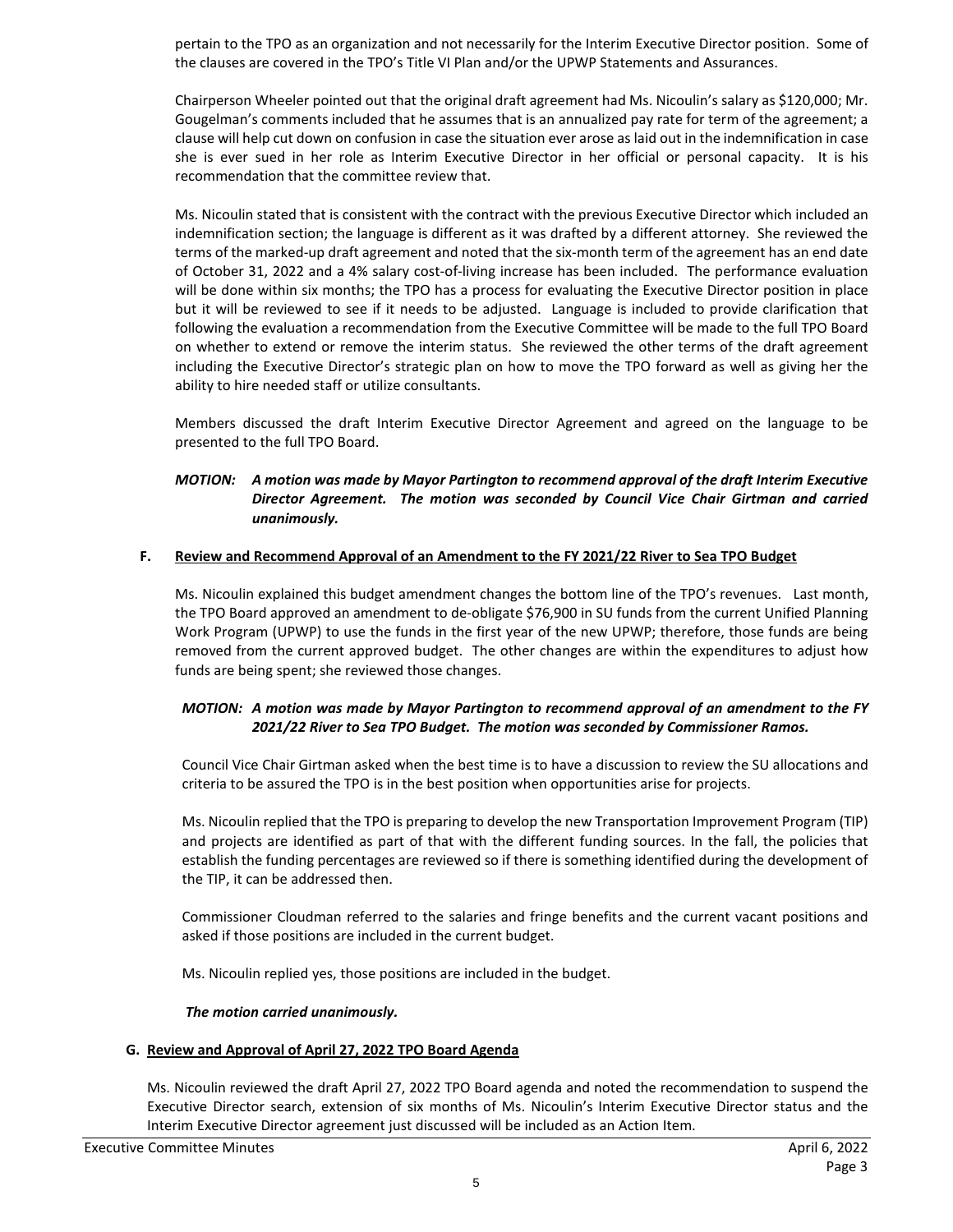pertain to the TPO as an organization and not necessarily for the Interim Executive Director position. Some of the clauses are covered in the TPO's Title VI Plan and/or the UPWP Statements and Assurances.

Chairperson Wheeler pointed out that the original draft agreement had Ms. Nicoulin's salary as $120,000; Mr. Gougelman's comments included that he assumes that is an annualized pay rate for term of the agreement; a clause will help cut down on confusion in case the situation ever arose as laid out in the indemnification in case she is ever sued in her role as Interim Executive Director in her official or personal capacity. It is his recommendation that the committee review that.

Ms. Nicoulin stated that is consistent with the contract with the previous Executive Director which included an indemnification section; the language is different as it was drafted by a different attorney. She reviewed the terms of the marked-up draft agreement and noted that the six-month term of the agreement has an end date of October 31, 2022 and a 4% salary cost-of-living increase has been included. The performance evaluation will be done within six months; the TPO has a process for evaluating the Executive Director position in place but it will be reviewed to see if it needs to be adjusted. Language is included to provide clarification that following the evaluation a recommendation from the Executive Committee will be made to the full TPO Board on whether to extend or remove the interim status. She reviewed the other terms of the draft agreement including the Executive Director's strategic plan on how to move the TPO forward as well as giving her the ability to hire needed staff or utilize consultants.

Members discussed the draft Interim Executive Director Agreement and agreed on the language to be presented to the full TPO Board.

***MOTION: A motion was made by Mayor Partington to recommend approval of the draft Interim Executive Director Agreement. The motion was seconded by Council Vice Chair Girtman and carried unanimously.***

**F. <u>Review and Recommend Approval of an Amendment to the FY 2021/22 River to Sea TPO Budget</u>**

Ms. Nicoulin explained this budget amendment changes the bottom line of the TPO's revenues. Last month, the TPO Board approved an amendment to de-obligate $76,900 in SU funds from the current Unified Planning Work Program (UPWP) to use the funds in the first year of the new UPWP; therefore, those funds are being removed from the current approved budget. The other changes are within the expenditures to adjust how funds are being spent; she reviewed those changes.

***MOTION: A motion was made by Mayor Partington to recommend approval of an amendment to the FY 2021/22 River to Sea TPO Budget. The motion was seconded by Commissioner Ramos.***

Council Vice Chair Girtman asked when the best time is to have a discussion to review the SU allocations and criteria to be assured the TPO is in the best position when opportunities arise for projects.

Ms. Nicoulin replied that the TPO is preparing to develop the new Transportation Improvement Program (TIP) and projects are identified as part of that with the different funding sources. In the fall, the policies that establish the funding percentages are reviewed so if there is something identified during the development of the TIP, it can be addressed then.

Commissioner Cloudman referred to the salaries and fringe benefits and the current vacant positions and asked if those positions are included in the current budget.

Ms. Nicoulin replied yes, those positions are included in the budget.

***The motion carried unanimously.***

**G. <u>Review and Approval of April 27, 2022 TPO Board Agenda</u>**

Ms. Nicoulin reviewed the draft April 27, 2022 TPO Board agenda and noted the recommendation to suspend the Executive Director search, extension of six months of Ms. Nicoulin's Interim Executive Director status and the Interim Executive Director agreement just discussed will be included as an Action Item.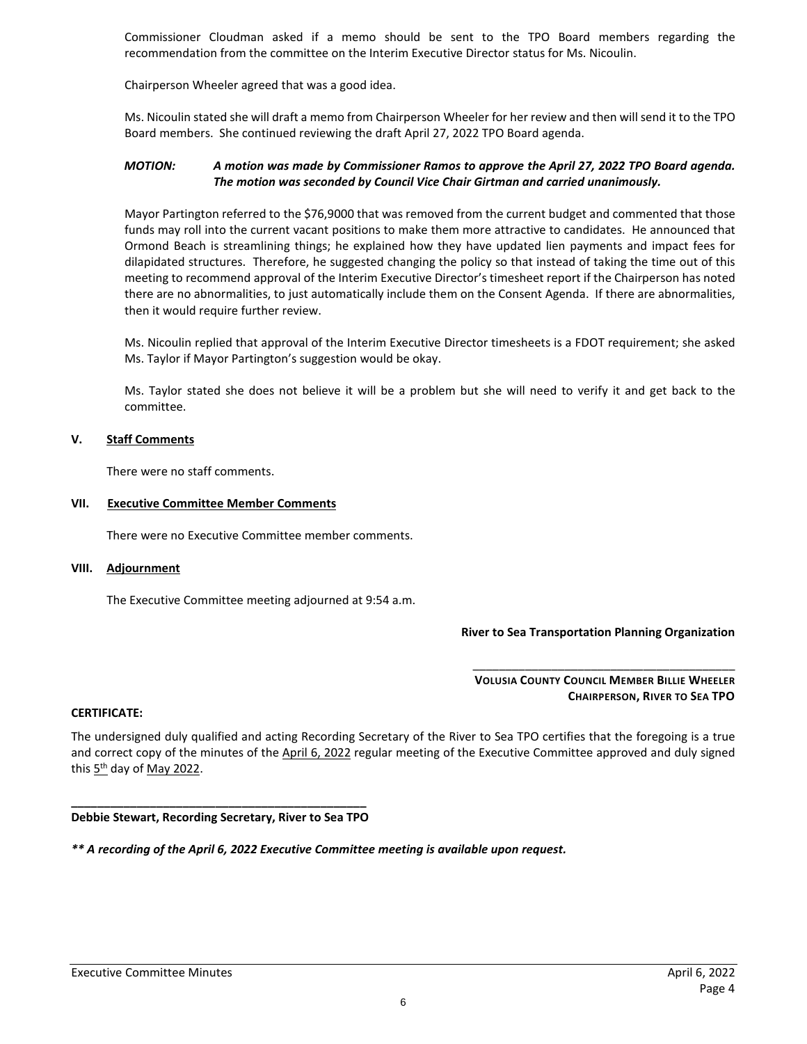Commissioner Cloudman asked if a memo should be sent to the TPO Board members regarding the recommendation from the committee on the Interim Executive Director status for Ms. Nicoulin.

Chairperson Wheeler agreed that was a good idea.

Ms. Nicoulin stated she will draft a memo from Chairperson Wheeler for her review and then will send it to the TPO Board members. She continued reviewing the draft April 27, 2022 TPO Board agenda.

***MOTION: A motion was made by Commissioner Ramos to approve the April 27, 2022 TPO Board agenda. The motion was seconded by Council Vice Chair Girtman and carried unanimously.***

Mayor Partington referred to the $76,9000 that was removed from the current budget and commented that those funds may roll into the current vacant positions to make them more attractive to candidates. He announced that Ormond Beach is streamlining things; he explained how they have updated lien payments and impact fees for dilapidated structures. Therefore, he suggested changing the policy so that instead of taking the time out of this meeting to recommend approval of the Interim Executive Director's timesheet report if the Chairperson has noted there are no abnormalities, to just automatically include them on the Consent Agenda. If there are abnormalities, then it would require further review.

Ms. Nicoulin replied that approval of the Interim Executive Director timesheets is a FDOT requirement; she asked Ms. Taylor if Mayor Partington's suggestion would be okay.

Ms. Taylor stated she does not believe it will be a problem but she will need to verify it and get back to the committee.

## V. Staff Comments

There were no staff comments.

## VII. Executive Committee Member Comments

There were no Executive Committee member comments.

## VIII. Adjournment

The Executive Committee meeting adjourned at 9:54 a.m.

**River to Sea Transportation Planning Organization**

\_\_\_\_\_\_\_\_\_\_\_\_\_\_\_\_\_\_\_\_\_\_\_\_\_\_\_\_\_\_\_\_\_\_\_\_\_\_\_\_

**VOLUSIA COUNTY COUNCIL MEMBER BILLIE WHEELER**
**CHAIRPERSON, RIVER TO SEA TPO**

**CERTIFICATE:**

The undersigned duly qualified and acting Recording Secretary of the River to Sea TPO certifies that the foregoing is a true and correct copy of the minutes of the April 6, 2022 regular meeting of the Executive Committee approved and duly signed this 5th day of May 2022.

\_\_\_\_\_\_\_\_\_\_\_\_\_\_\_\_\_\_\_\_\_\_\_\_\_\_\_\_\_\_\_\_\_\_\_\_\_\_\_\_

**Debbie Stewart, Recording Secretary, River to Sea TPO**

***\*\* A recording of the April 6, 2022 Executive Committee meeting is available upon request.***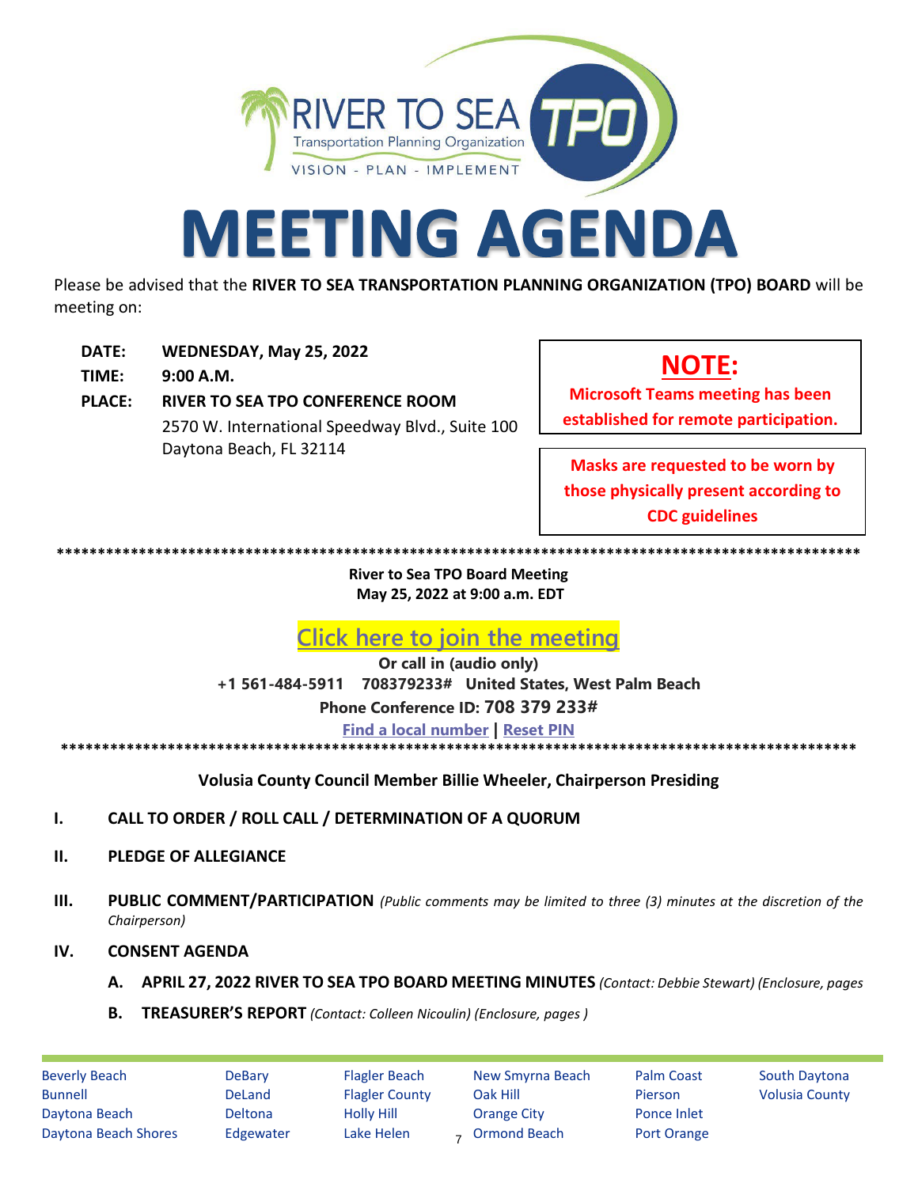# MEETING AGENDA

Please be advised that the **RIVER TO SEA TRANSPORTATION PLANNING ORGANIZATION (TPO) BOARD** will be meeting on:

**DATE:** **WEDNESDAY, May 25, 2022**
**TIME:** **9:00 A.M.**
**PLACE:** **RIVER TO SEA TPO CONFERENCE ROOM**
2570 W. International Speedway Blvd., Suite 100
Daytona Beach, FL 32114

**NOTE:**
**Microsoft Teams meeting has been established for remote participation.**

**Masks are requested to be worn by those physically present according to CDC guidelines**

****************************************************************************************************

**River to Sea TPO Board Meeting**
**May 25, 2022 at 9:00 a.m. EDT**

**Click here to join the meeting**

**Or call in (audio only)**
**+1 561-484-5911 708379233# United States, West Palm Beach**
**Phone Conference ID: 708 379 233#**
**Find a local number | Reset PIN**

****************************************************************************************************

**Volusia County Council Member Billie Wheeler, Chairperson Presiding**

**I. CALL TO ORDER / ROLL CALL / DETERMINATION OF A QUORUM**

**II. PLEDGE OF ALLEGIANCE**

**III. PUBLIC COMMENT/PARTICIPATION** *(Public comments may be limited to three (3) minutes at the discretion of the Chairperson)*

**IV. CONSENT AGENDA**

**A. APRIL 27, 2022 RIVER TO SEA TPO BOARD MEETING MINUTES** *(Contact: Debbie Stewart) (Enclosure, pages*

**B. TREASURER'S REPORT** *(Contact: Colleen Nicoulin) (Enclosure, pages )*

Beverly Beach, Bunnell, Daytona Beach, Daytona Beach Shores, DeBary, DeLand, Deltona, Edgewater, Flagler Beach, Flagler County, Holly Hill, Lake Helen, New Smyrna Beach, Oak Hill, Orange City, Ormond Beach, Palm Coast, Pierson, Ponce Inlet, Port Orange, South Daytona, Volusia County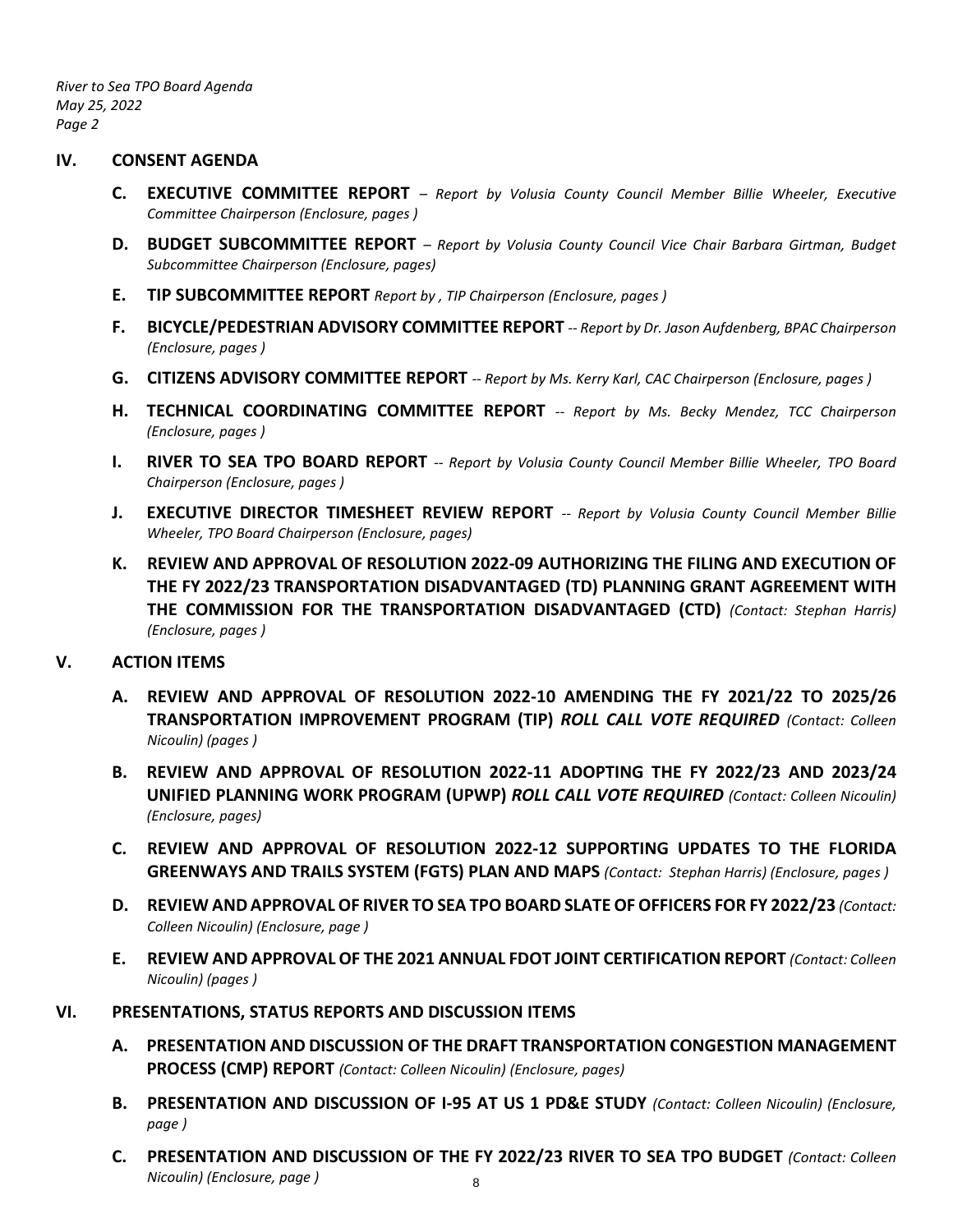## IV. CONSENT AGENDA

**C. EXECUTIVE COMMITTEE REPORT** – *Report by Volusia County Council Member Billie Wheeler, Executive Committee Chairperson (Enclosure, pages )*

**D. BUDGET SUBCOMMITTEE REPORT** – *Report by Volusia County Council Vice Chair Barbara Girtman, Budget Subcommittee Chairperson (Enclosure, pages)*

**E. TIP SUBCOMMITTEE REPORT** *Report by , TIP Chairperson (Enclosure, pages )*

**F. BICYCLE/PEDESTRIAN ADVISORY COMMITTEE REPORT** -- *Report by Dr. Jason Aufdenberg, BPAC Chairperson (Enclosure, pages )*

**G. CITIZENS ADVISORY COMMITTEE REPORT** -- *Report by Ms. Kerry Karl, CAC Chairperson (Enclosure, pages )*

**H. TECHNICAL COORDINATING COMMITTEE REPORT** -- *Report by Ms. Becky Mendez, TCC Chairperson (Enclosure, pages )*

**I. RIVER TO SEA TPO BOARD REPORT** -- *Report by Volusia County Council Member Billie Wheeler, TPO Board Chairperson (Enclosure, pages )*

**J. EXECUTIVE DIRECTOR TIMESHEET REVIEW REPORT** -- *Report by Volusia County Council Member Billie Wheeler, TPO Board Chairperson (Enclosure, pages)*

**K. REVIEW AND APPROVAL OF RESOLUTION 2022-09 AUTHORIZING THE FILING AND EXECUTION OF THE FY 2022/23 TRANSPORTATION DISADVANTAGED (TD) PLANNING GRANT AGREEMENT WITH THE COMMISSION FOR THE TRANSPORTATION DISADVANTAGED (CTD)** *(Contact: Stephan Harris) (Enclosure, pages )*

## V. ACTION ITEMS

**A. REVIEW AND APPROVAL OF RESOLUTION 2022-10 AMENDING THE FY 2021/22 TO 2025/26 TRANSPORTATION IMPROVEMENT PROGRAM (TIP) *ROLL CALL VOTE REQUIRED*** *(Contact: Colleen Nicoulin) (pages )*

**B. REVIEW AND APPROVAL OF RESOLUTION 2022-11 ADOPTING THE FY 2022/23 AND 2023/24 UNIFIED PLANNING WORK PROGRAM (UPWP) *ROLL CALL VOTE REQUIRED*** *(Contact: Colleen Nicoulin) (Enclosure, pages)*

**C. REVIEW AND APPROVAL OF RESOLUTION 2022-12 SUPPORTING UPDATES TO THE FLORIDA GREENWAYS AND TRAILS SYSTEM (FGTS) PLAN AND MAPS** *(Contact: Stephan Harris) (Enclosure, pages )*

**D. REVIEW AND APPROVAL OF RIVER TO SEA TPO BOARD SLATE OF OFFICERS FOR FY 2022/23** *(Contact: Colleen Nicoulin) (Enclosure, page )*

**E. REVIEW AND APPROVAL OF THE 2021 ANNUAL FDOT JOINT CERTIFICATION REPORT** *(Contact: Colleen Nicoulin) (pages )*

## VI. PRESENTATIONS, STATUS REPORTS AND DISCUSSION ITEMS

**A. PRESENTATION AND DISCUSSION OF THE DRAFT TRANSPORTATION CONGESTION MANAGEMENT PROCESS (CMP) REPORT** *(Contact: Colleen Nicoulin) (Enclosure, pages)*

**B. PRESENTATION AND DISCUSSION OF I-95 AT US 1 PD&E STUDY** *(Contact: Colleen Nicoulin) (Enclosure, page )*

**C. PRESENTATION AND DISCUSSION OF THE FY 2022/23 RIVER TO SEA TPO BUDGET** *(Contact: Colleen Nicoulin) (Enclosure, page )*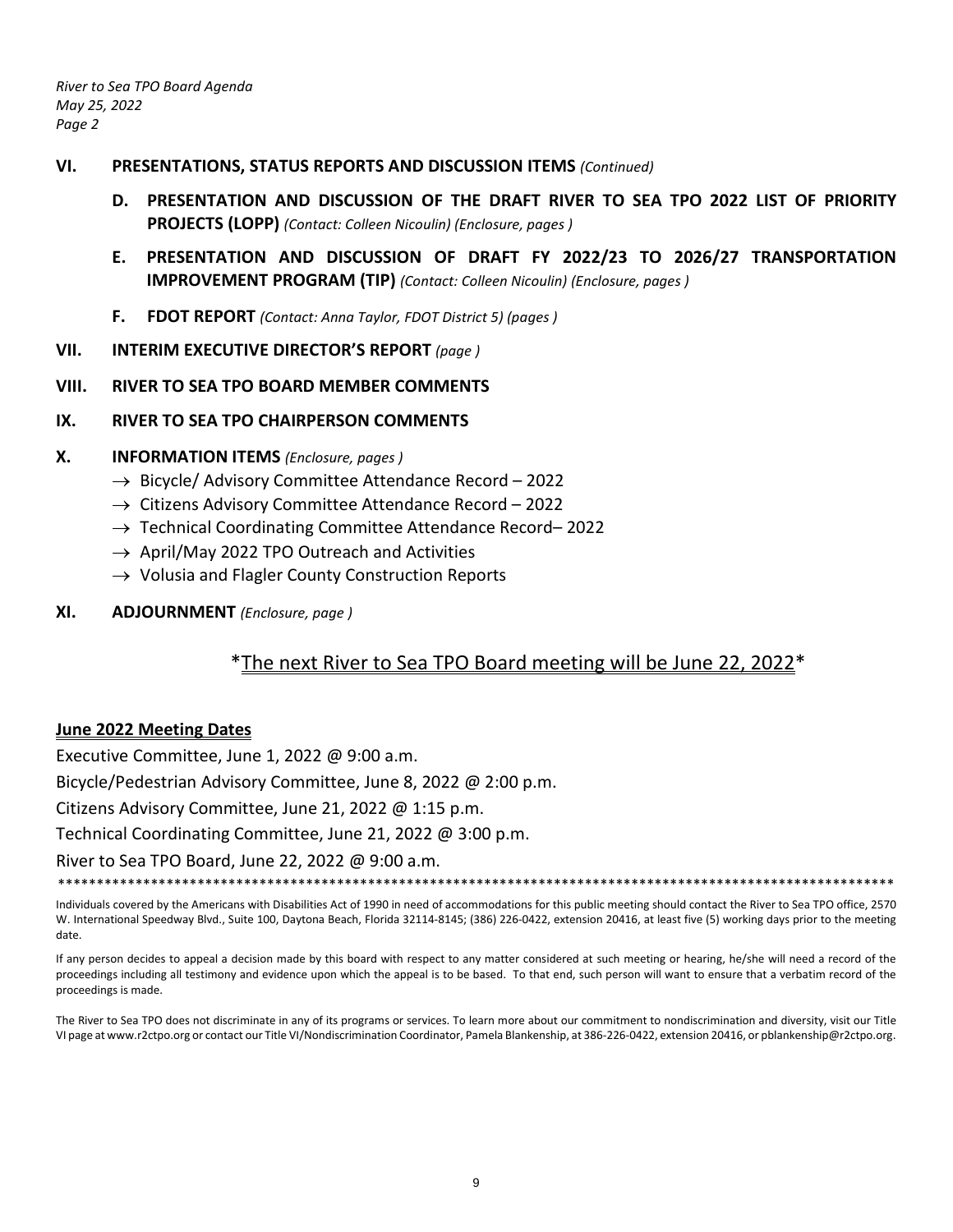## VI. PRESENTATIONS, STATUS REPORTS AND DISCUSSION ITEMS *(Continued)*

**D. PRESENTATION AND DISCUSSION OF THE DRAFT RIVER TO SEA TPO 2022 LIST OF PRIORITY PROJECTS (LOPP)** *(Contact: Colleen Nicoulin) (Enclosure, pages )*

**E. PRESENTATION AND DISCUSSION OF DRAFT FY 2022/23 TO 2026/27 TRANSPORTATION IMPROVEMENT PROGRAM (TIP)** *(Contact: Colleen Nicoulin) (Enclosure, pages )*

**F. FDOT REPORT** *(Contact: Anna Taylor, FDOT District 5) (pages )*

## VII. INTERIM EXECUTIVE DIRECTOR'S REPORT *(page )*

## VIII. RIVER TO SEA TPO BOARD MEMBER COMMENTS

## IX. RIVER TO SEA TPO CHAIRPERSON COMMENTS

## X. INFORMATION ITEMS *(Enclosure, pages )*

→ Bicycle/ Advisory Committee Attendance Record – 2022
→ Citizens Advisory Committee Attendance Record – 2022
→ Technical Coordinating Committee Attendance Record– 2022
→ April/May 2022 TPO Outreach and Activities
→ Volusia and Flagler County Construction Reports

## XI. ADJOURNMENT *(Enclosure, page )*

*The next River to Sea TPO Board meeting will be June 22, 2022*

**June 2022 Meeting Dates**

Executive Committee, June 1, 2022 @ 9:00 a.m.

Bicycle/Pedestrian Advisory Committee, June 8, 2022 @ 2:00 p.m.

Citizens Advisory Committee, June 21, 2022 @ 1:15 p.m.

Technical Coordinating Committee, June 21, 2022 @ 3:00 p.m.

River to Sea TPO Board, June 22, 2022 @ 9:00 a.m.

\*\*\*\*\*\*\*\*\*\*\*\*\*\*\*\*\*\*\*\*\*\*\*\*\*\*\*\*\*\*\*\*\*\*\*\*\*\*\*\*\*\*\*\*\*\*\*\*\*\*\*\*\*\*\*\*\*\*\*\*\*\*\*\*\*\*\*\*\*\*\*\*\*\*\*\*\*\*\*\*\*\*\*\*\*\*\*\*\*\*\*\*\*\*\*\*\*\*\*\*\*\*\*\*\*\*

Individuals covered by the Americans with Disabilities Act of 1990 in need of accommodations for this public meeting should contact the River to Sea TPO office, 2570 W. International Speedway Blvd., Suite 100, Daytona Beach, Florida 32114-8145; (386) 226-0422, extension 20416, at least five (5) working days prior to the meeting date.

If any person decides to appeal a decision made by this board with respect to any matter considered at such meeting or hearing, he/she will need a record of the proceedings including all testimony and evidence upon which the appeal is to be based. To that end, such person will want to ensure that a verbatim record of the proceedings is made.

The River to Sea TPO does not discriminate in any of its programs or services. To learn more about our commitment to nondiscrimination and diversity, visit our Title VI page at www.r2ctpo.org or contact our Title VI/Nondiscrimination Coordinator, Pamela Blankenship, at 386-226-0422, extension 20416, or pblankenship@r2ctpo.org.